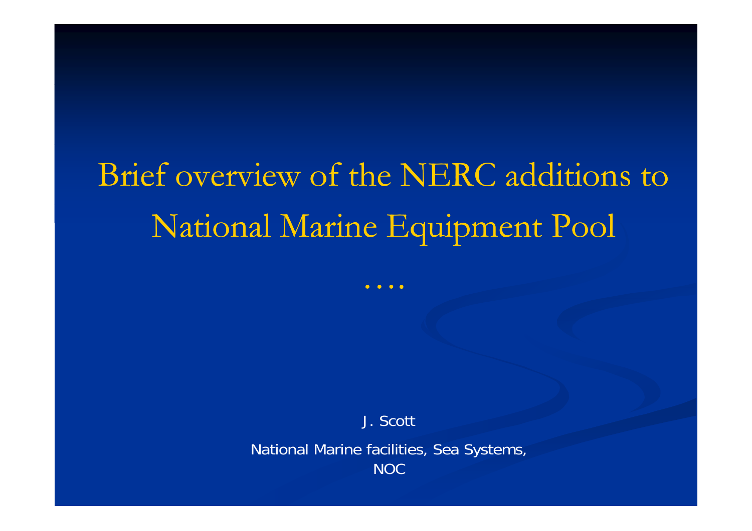# Brief overview of the NERC additions to National Marine Equipment Pool

….

J. Scott

National Marine facilities, Sea Systems, NOC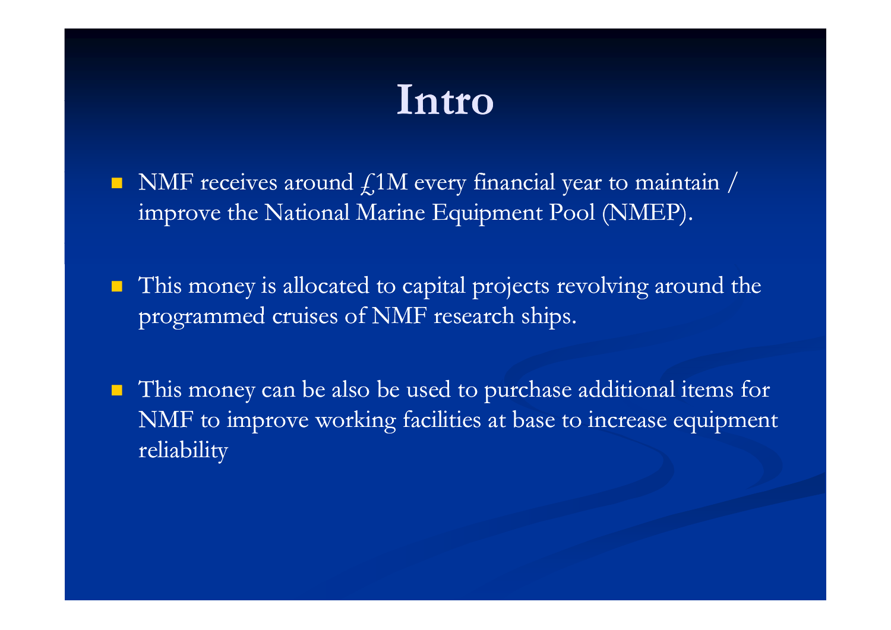# Intro

- NMF receives around £1M every financial year to maintain / improve the National Marine Equipment Pool (NMEP).

- This money is allocated to capital projects revolving around the programmed cruises of NMF research ships.

- This money can be also be used to purchase additional items for NMF to improve working facilities at base to increase equipment reliability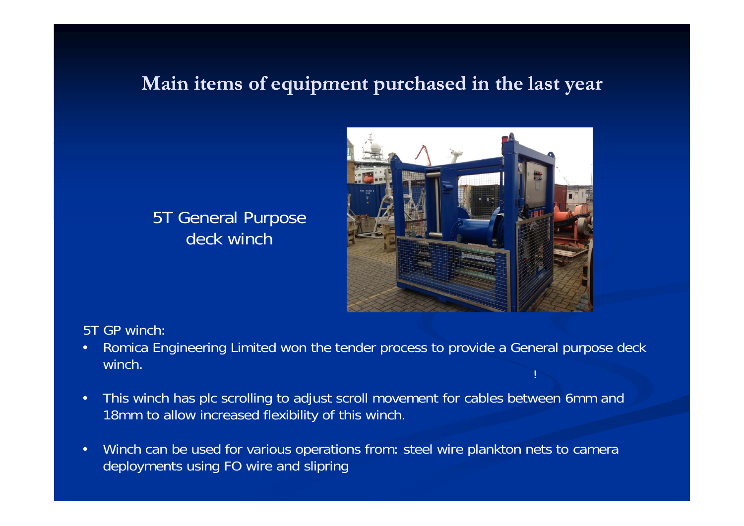# Main items of equipment purchased in the last year

5T General Purpose deck winch

5T GP winch:

- Romica Engineering Limited won the tender process to provide a General purpose deck winch.
- This winch has plc scrolling to adjust scroll movement for cables between 6mm and 18mm to allow increased flexibility of this winch.
- Winch can be used for various operations from: steel wire plankton nets to camera deployments using FO wire and slipring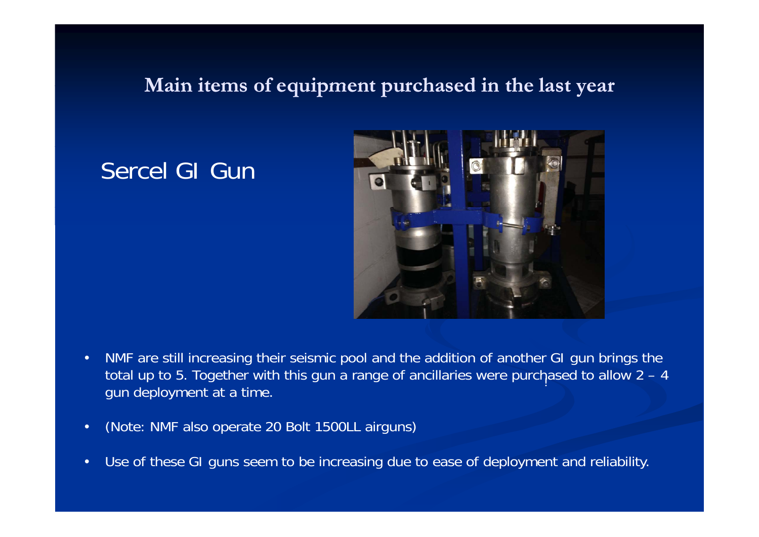## Main items of equipment purchased in the last year

Sercel GI Gun

- NMF are still increasing their seismic pool and the addition of another GI gun brings the total up to 5. Together with this gun a range of ancillaries were purchased to allow 2 – 4 gun deployment at a time.
- (Note: NMF also operate 20 Bolt 1500LL airguns)
- Use of these GI guns seem to be increasing due to ease of deployment and reliability.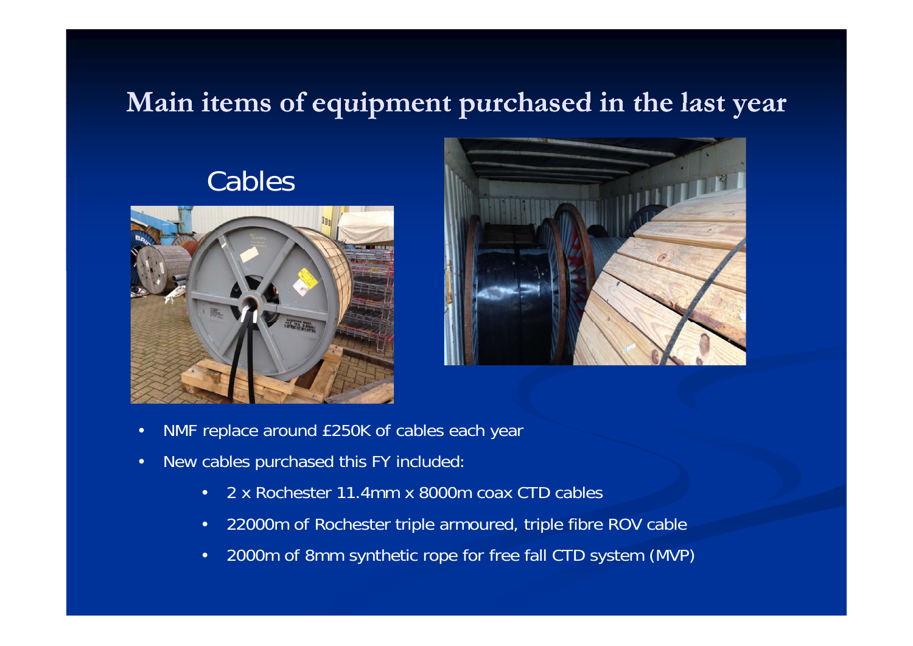# Main items of equipment purchased in the last year

## Cables

- NMF replace around £250K of cables each year
- New cables purchased this FY included:
  - 2 x Rochester 11.4mm x 8000m coax CTD cables
  - 22000m of Rochester triple armoured, triple fibre ROV cable
  - 2000m of 8mm synthetic rope for free fall CTD system (MVP)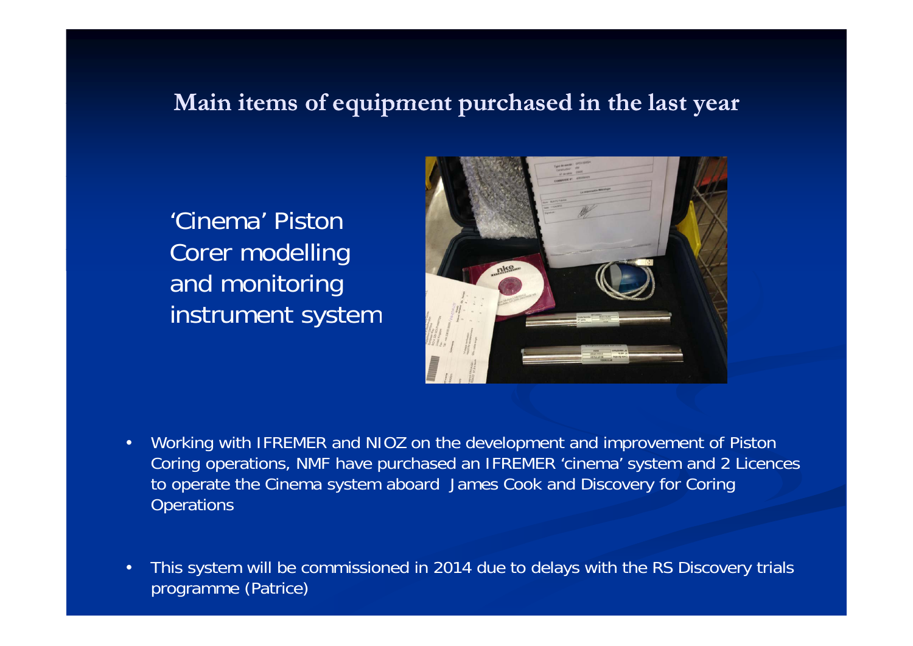## Main items of equipment purchased in the last year

'Cinema' Piston Corer modelling and monitoring instrument system

- Working with IFREMER and NIOZ on the development and improvement of Piston Coring operations, NMF have purchased an IFREMER 'cinema' system and 2 Licences to operate the Cinema system aboard James Cook and Discovery for Coring Operations

- This system will be commissioned in 2014 due to delays with the RS Discovery trials programme (Patrice)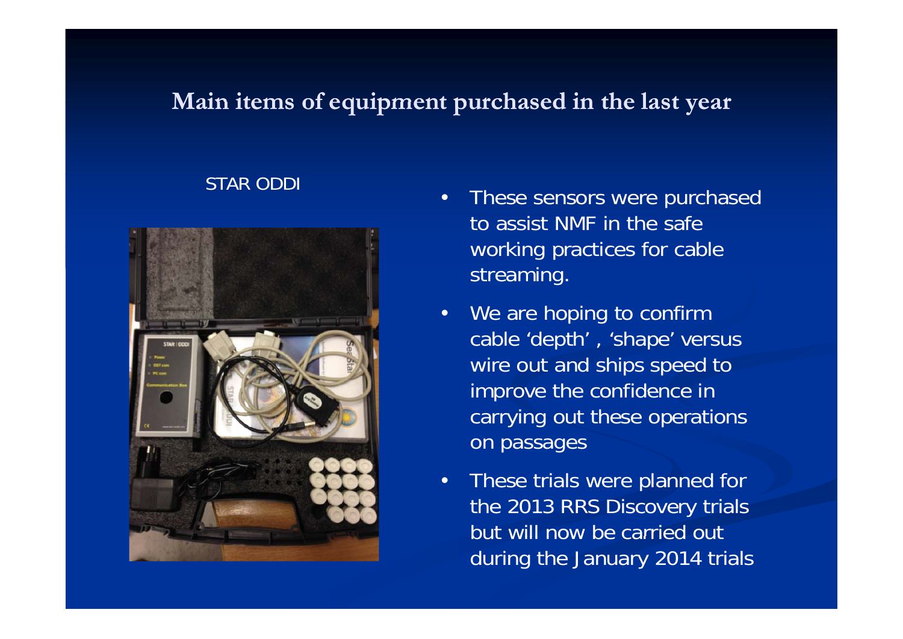# Main items of equipment purchased in the last year

STAR ODDI

- These sensors were purchased to assist NMF in the safe working practices for cable streaming.
- We are hoping to confirm cable 'depth' , 'shape' versus wire out and ships speed to improve the confidence in carrying out these operations on passages
- These trials were planned for the 2013 RRS Discovery trials but will now be carried out during the January 2014 trials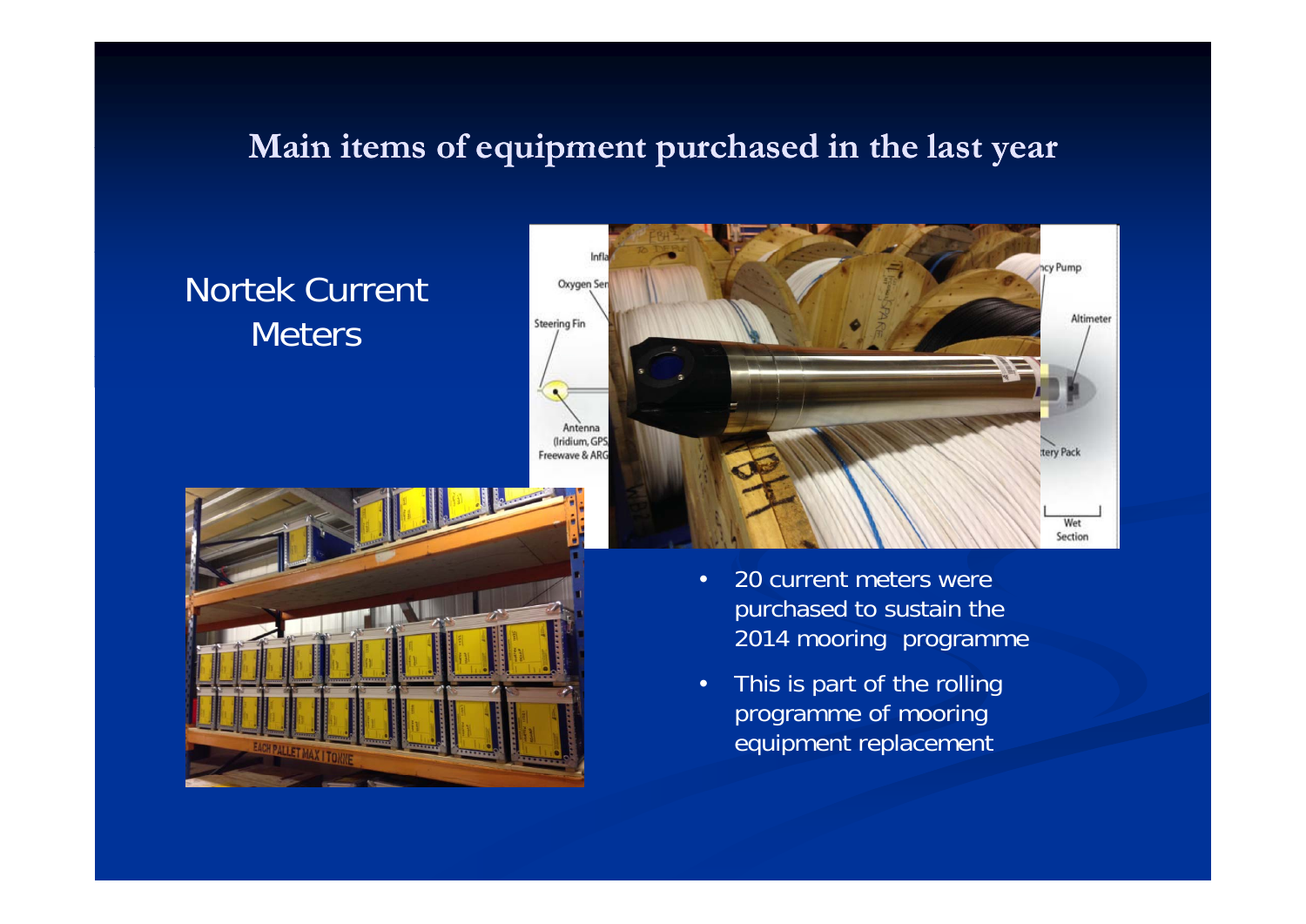# Main items of equipment purchased in the last year

## Nortek Current Meters

- 20 current meters were purchased to sustain the 2014 mooring programme
- This is part of the rolling programme of mooring equipment replacement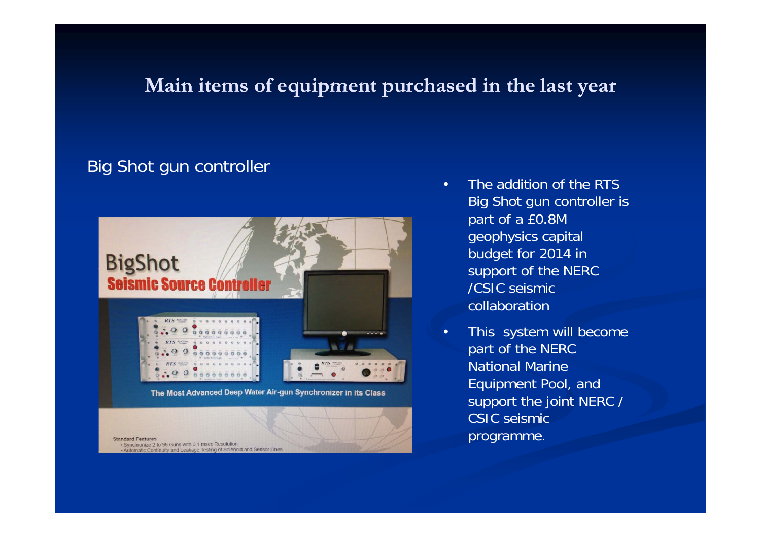# Main items of equipment purchased in the last year

Big Shot gun controller

- The addition of the RTS Big Shot gun controller is part of a £0.8M geophysics capital budget for 2014 in support of the NERC /CSIC seismic collaboration
- This system will become part of the NERC National Marine Equipment Pool, and support the joint NERC / CSIC seismic programme.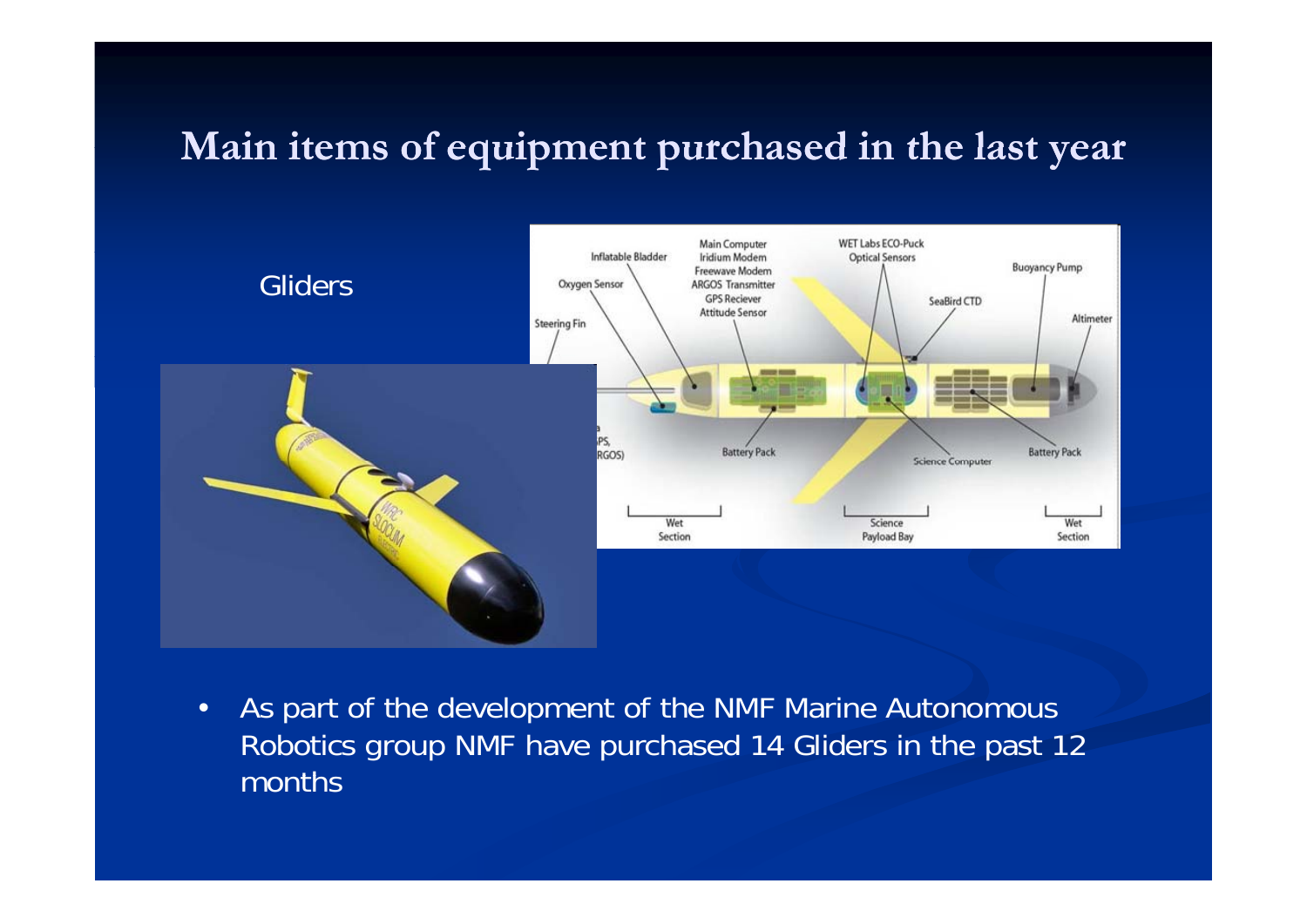# Main items of equipment purchased in the last year

Gliders

- As part of the development of the NMF Marine Autonomous Robotics group NMF have purchased 14 Gliders in the past 12 months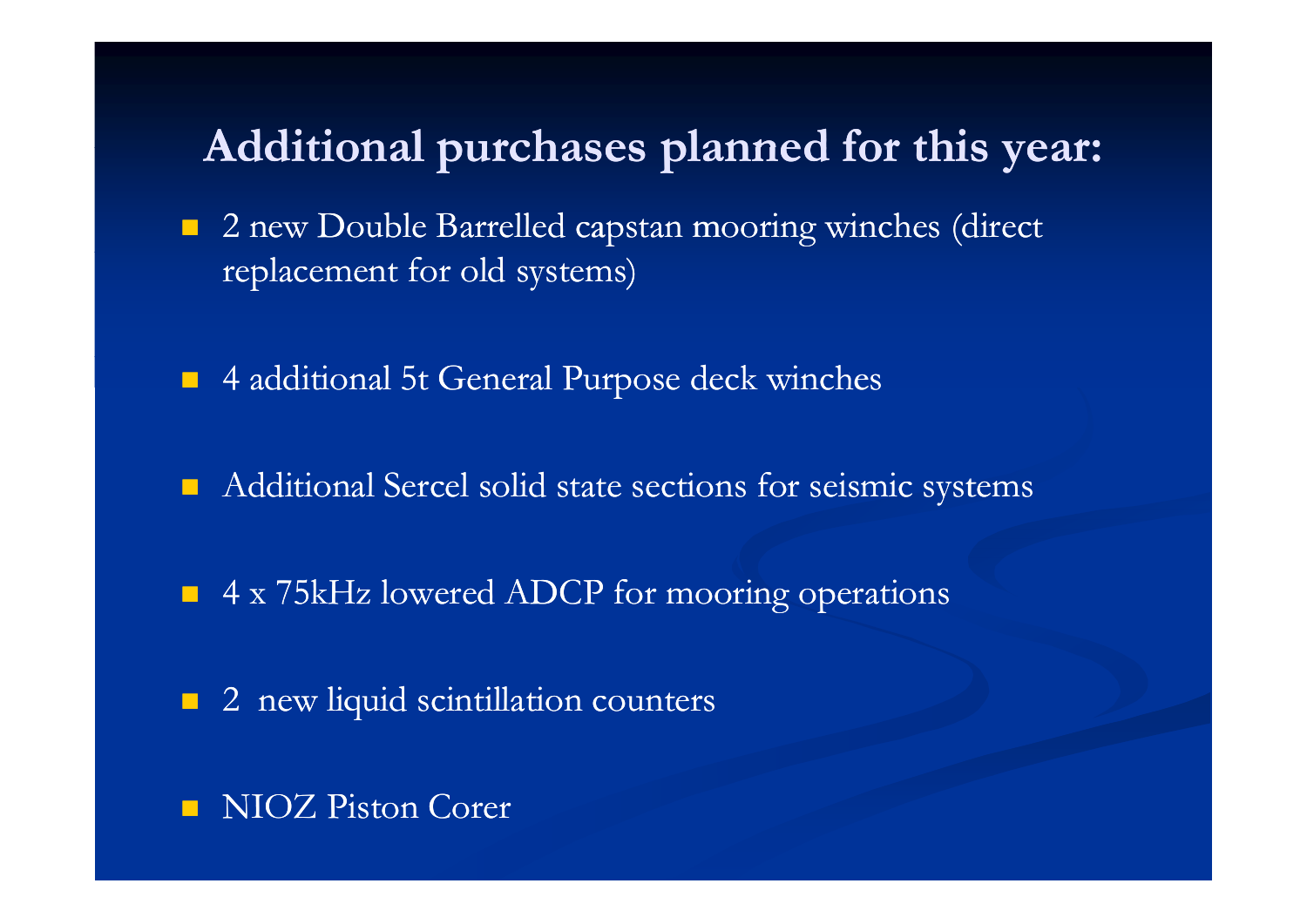# Additional purchases planned for this year:

- 2 new Double Barrelled capstan mooring winches (direct replacement for old systems)
- 4 additional 5t General Purpose deck winches
- Additional Sercel solid state sections for seismic systems
- 4 x 75kHz lowered ADCP for mooring operations
- 2 new liquid scintillation counters
- NIOZ Piston Corer